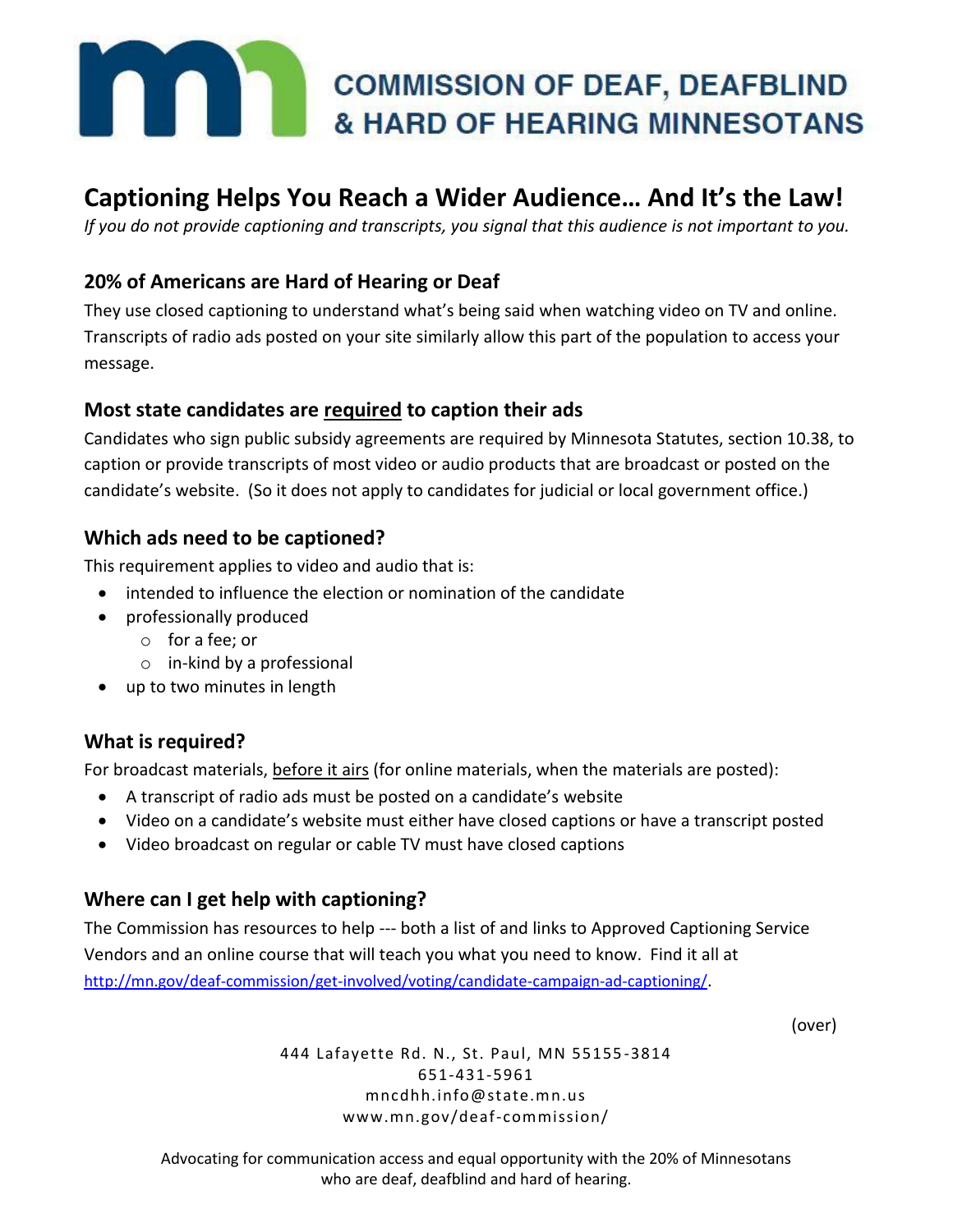# COMMISSION OF DEAF, DEAFBLIND & HARD OF HEARING MINNESOTANS

## Captioning Helps You Reach a Wider Audience… And It's the Law!

*If you do not provide captioning and transcripts, you signal that this audience is not important to you.*

### 20% of Americans are Hard of Hearing or Deaf

They use closed captioning to understand what's being said when watching video on TV and online. Transcripts of radio ads posted on your site similarly allow this part of the population to access your message.

### Most state candidates are <u>required</u> to caption their ads

Candidates who sign public subsidy agreements are required by Minnesota Statutes, section 10.38, to caption or provide transcripts of most video or audio products that are broadcast or posted on the candidate's website. (So it does not apply to candidates for judicial or local government office.)

### Which ads need to be captioned?

This requirement applies to video and audio that is:

- intended to influence the election or nomination of the candidate
- professionally produced
  - for a fee; or
  - in-kind by a professional
- up to two minutes in length

### What is required?

For broadcast materials, <u>before it airs</u> (for online materials, when the materials are posted):

- A transcript of radio ads must be posted on a candidate's website
- Video on a candidate's website must either have closed captions or have a transcript posted
- Video broadcast on regular or cable TV must have closed captions

### Where can I get help with captioning?

The Commission has resources to help --- both a list of and links to Approved Captioning Service Vendors and an online course that will teach you what you need to know. Find it all at http://mn.gov/deaf-commission/get-involved/voting/candidate-campaign-ad-captioning/.

(over)

444 Lafayette Rd. N., St. Paul, MN 55155-3814
651-431-5961
mncdhh.info@state.mn.us
www.mn.gov/deaf-commission/

Advocating for communication access and equal opportunity with the 20% of Minnesotans who are deaf, deafblind and hard of hearing.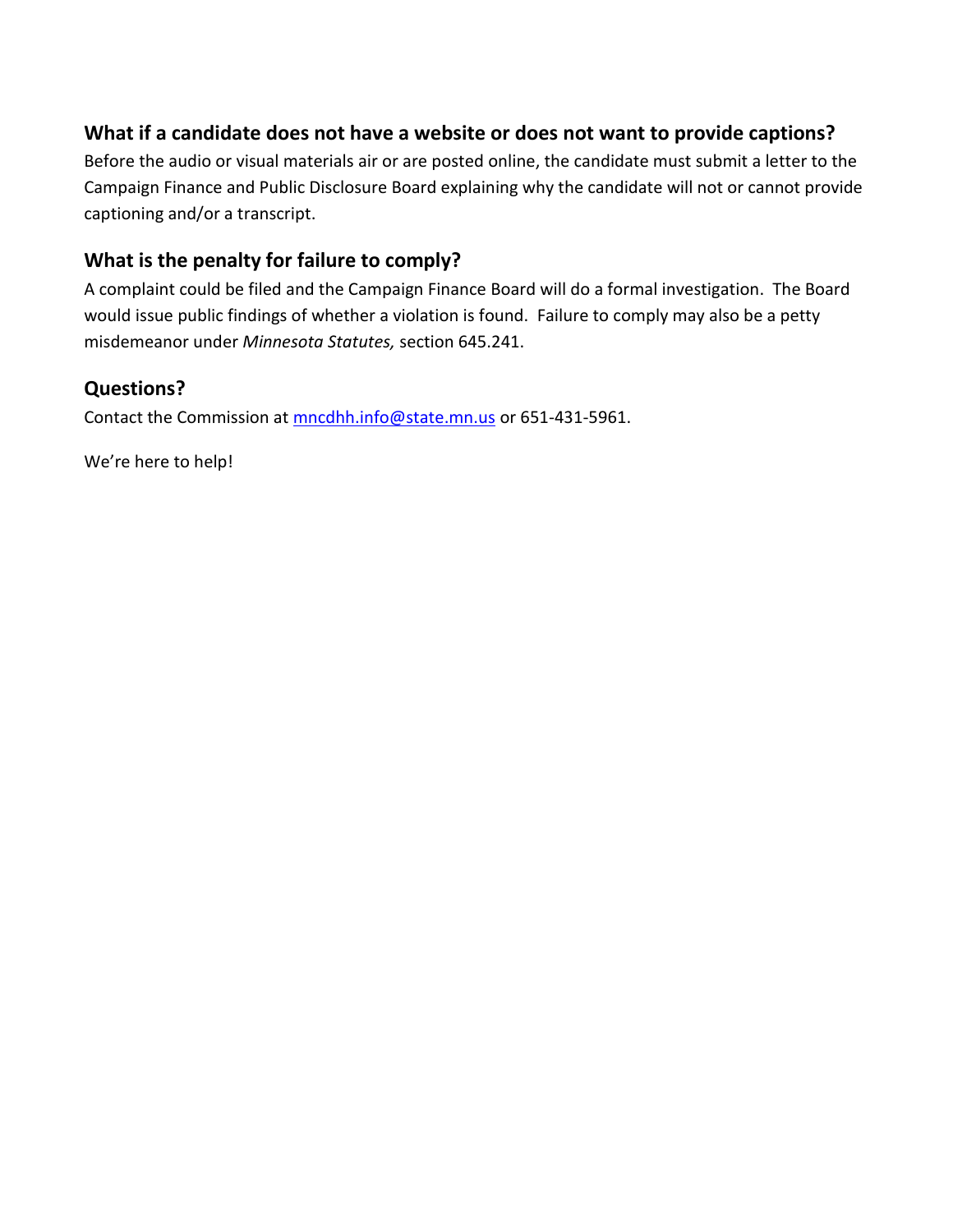## What if a candidate does not have a website or does not want to provide captions?

Before the audio or visual materials air or are posted online, the candidate must submit a letter to the Campaign Finance and Public Disclosure Board explaining why the candidate will not or cannot provide captioning and/or a transcript.

## What is the penalty for failure to comply?

A complaint could be filed and the Campaign Finance Board will do a formal investigation. The Board would issue public findings of whether a violation is found. Failure to comply may also be a petty misdemeanor under *Minnesota Statutes,* section 645.241.

## Questions?

Contact the Commission at [mncdhh.info@state.mn.us](mailto:mncdhh.info@state.mn.us) or 651-431-5961.

We're here to help!